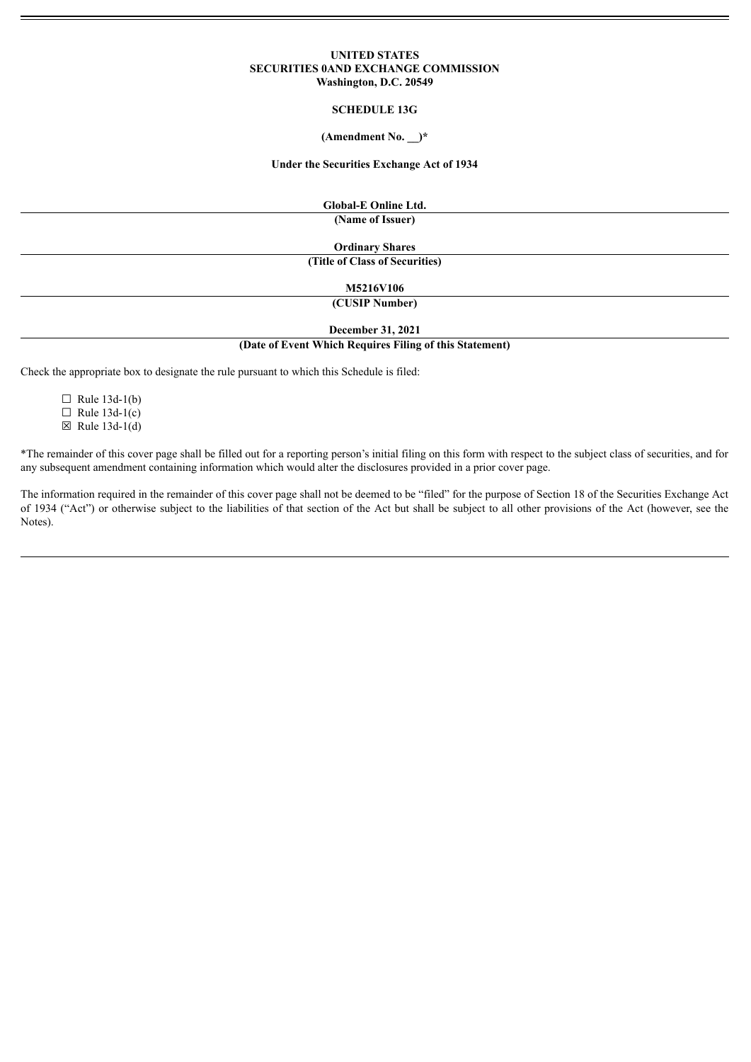**UNITED STATES**
**SECURITIES 0AND EXCHANGE COMMISSION**
**Washington, D.C. 20549**

**SCHEDULE 13G**

**(Amendment No. __)***

**Under the Securities Exchange Act of 1934**

**Global-E Online Ltd.**

**(Name of Issuer)**

**Ordinary Shares**

**(Title of Class of Securities)**

**M5216V106**

**(CUSIP Number)**

**December 31, 2021**

**(Date of Event Which Requires Filing of this Statement)**

Check the appropriate box to designate the rule pursuant to which this Schedule is filed:

☐ Rule 13d-1(b)
☐ Rule 13d-1(c)
☒ Rule 13d-1(d)

*The remainder of this cover page shall be filled out for a reporting person's initial filing on this form with respect to the subject class of securities, and for any subsequent amendment containing information which would alter the disclosures provided in a prior cover page.

The information required in the remainder of this cover page shall not be deemed to be "filed" for the purpose of Section 18 of the Securities Exchange Act of 1934 ("Act") or otherwise subject to the liabilities of that section of the Act but shall be subject to all other provisions of the Act (however, see the Notes).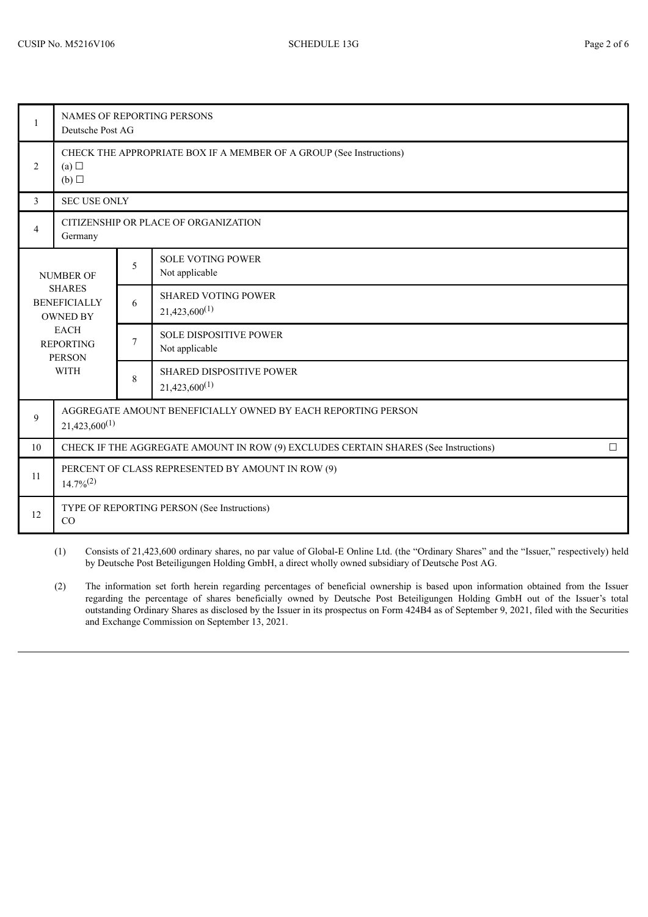| | | | |
|---|---|---|---|
| 1 | NAMES OF REPORTING PERSONS<br>Deutsche Post AG | | |
| 2 | CHECK THE APPROPRIATE BOX IF A MEMBER OF A GROUP (See Instructions)<br>(a) ☐<br>(b) ☐ | | |
| 3 | SEC USE ONLY | | |
| 4 | CITIZENSHIP OR PLACE OF ORGANIZATION<br>Germany | | |
| NUMBER OF SHARES BENEFICIALLY OWNED BY EACH REPORTING PERSON WITH | | 5 | SOLE VOTING POWER<br>Not applicable |
| | | 6 | SHARED VOTING POWER<br>21,423,600[(1)] |
| | | 7 | SOLE DISPOSITIVE POWER<br>Not applicable |
| | | 8 | SHARED DISPOSITIVE POWER<br>21,423,600[(1)] |
| 9 | AGGREGATE AMOUNT BENEFICIALLY OWNED BY EACH REPORTING PERSON<br>21,423,600[(1)] | | |
| 10 | CHECK IF THE AGGREGATE AMOUNT IN ROW (9) EXCLUDES CERTAIN SHARES (See Instructions) ☐ | | |
| 11 | PERCENT OF CLASS REPRESENTED BY AMOUNT IN ROW (9)<br>14.7%[(2)] | | |
| 12 | TYPE OF REPORTING PERSON (See Instructions)<br>CO | | |

(1) Consists of 21,423,600 ordinary shares, no par value of Global-E Online Ltd. (the "Ordinary Shares" and the "Issuer," respectively) held by Deutsche Post Beteiligungen Holding GmbH, a direct wholly owned subsidiary of Deutsche Post AG.

(2) The information set forth herein regarding percentages of beneficial ownership is based upon information obtained from the Issuer regarding the percentage of shares beneficially owned by Deutsche Post Beteiligungen Holding GmbH out of the Issuer's total outstanding Ordinary Shares as disclosed by the Issuer in its prospectus on Form 424B4 as of September 9, 2021, filed with the Securities and Exchange Commission on September 13, 2021.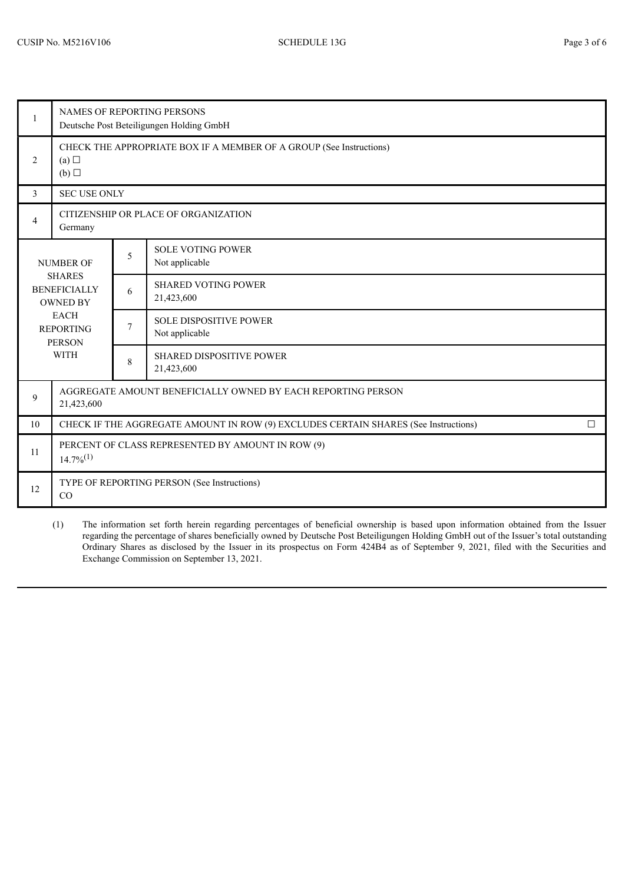| | | | |
|---|---|---|---|
| 1 | NAMES OF REPORTING PERSONS<br>Deutsche Post Beteiligungen Holding GmbH | | |
| 2 | CHECK THE APPROPRIATE BOX IF A MEMBER OF A GROUP (See Instructions)<br>(a) ☐<br>(b) ☐ | | |
| 3 | SEC USE ONLY | | |
| 4 | CITIZENSHIP OR PLACE OF ORGANIZATION<br>Germany | | |
| NUMBER OF SHARES BENEFICIALLY OWNED BY EACH REPORTING PERSON WITH | | 5 | SOLE VOTING POWER<br>Not applicable |
| | | 6 | SHARED VOTING POWER<br>21,423,600 |
| | | 7 | SOLE DISPOSITIVE POWER<br>Not applicable |
| | | 8 | SHARED DISPOSITIVE POWER<br>21,423,600 |
| 9 | AGGREGATE AMOUNT BENEFICIALLY OWNED BY EACH REPORTING PERSON<br>21,423,600 | | |
| 10 | CHECK IF THE AGGREGATE AMOUNT IN ROW (9) EXCLUDES CERTAIN SHARES (See Instructions) ☐ | | |
| 11 | PERCENT OF CLASS REPRESENTED BY AMOUNT IN ROW (9)<br>14.7%[(1)] | | |
| 12 | TYPE OF REPORTING PERSON (See Instructions)<br>CO | | |

(1) The information set forth herein regarding percentages of beneficial ownership is based upon information obtained from the Issuer regarding the percentage of shares beneficially owned by Deutsche Post Beteiligungen Holding GmbH out of the Issuer's total outstanding Ordinary Shares as disclosed by the Issuer in its prospectus on Form 424B4 as of September 9, 2021, filed with the Securities and Exchange Commission on September 13, 2021.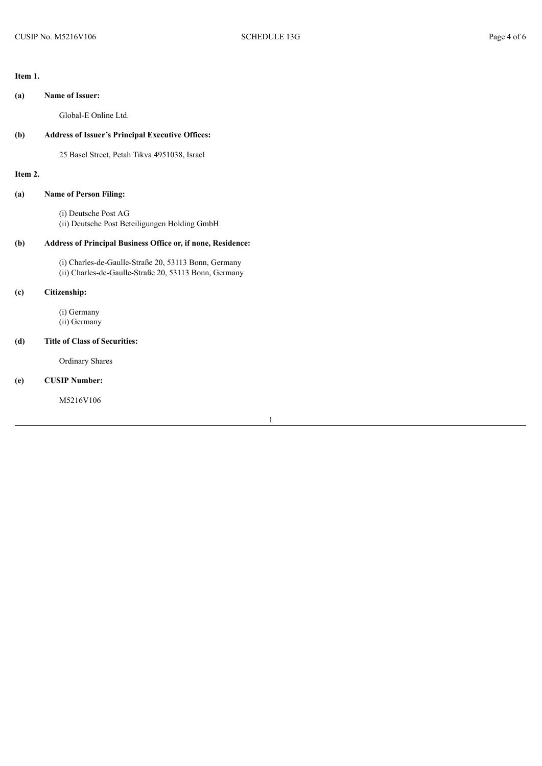**Item 1.**

**(a) Name of Issuer:**

Global-E Online Ltd.

**(b) Address of Issuer's Principal Executive Offices:**

25 Basel Street, Petah Tikva 4951038, Israel

**Item 2.**

**(a) Name of Person Filing:**

(i) Deutsche Post AG
(ii) Deutsche Post Beteiligungen Holding GmbH

**(b) Address of Principal Business Office or, if none, Residence:**

(i) Charles-de-Gaulle-Straße 20, 53113 Bonn, Germany
(ii) Charles-de-Gaulle-Straße 20, 53113 Bonn, Germany

**(c) Citizenship:**

(i) Germany
(ii) Germany

**(d) Title of Class of Securities:**

Ordinary Shares

**(e) CUSIP Number:**

M5216V106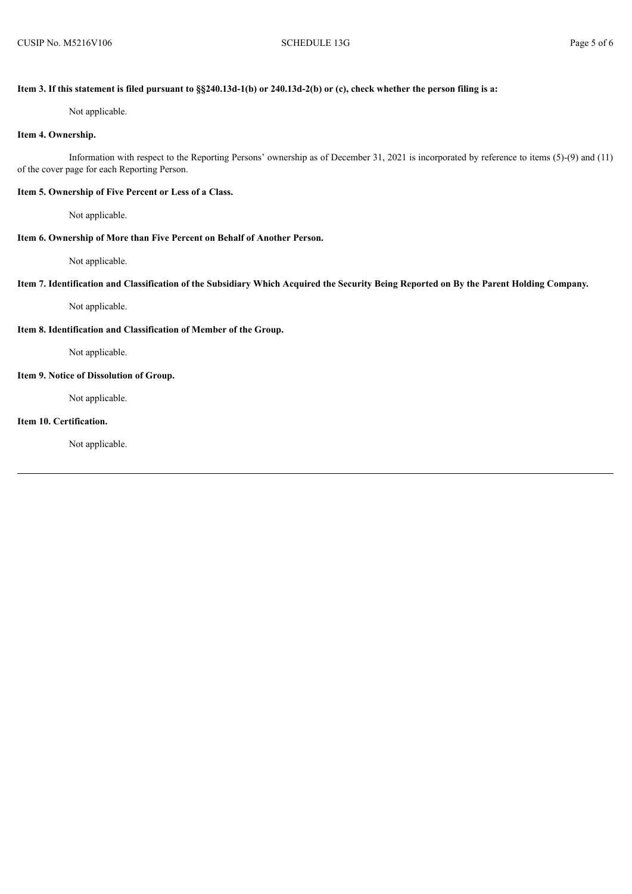**Item 3. If this statement is filed pursuant to §§240.13d-1(b) or 240.13d-2(b) or (c), check whether the person filing is a:**

Not applicable.

**Item 4. Ownership.**

Information with respect to the Reporting Persons' ownership as of December 31, 2021 is incorporated by reference to items (5)-(9) and (11) of the cover page for each Reporting Person.

**Item 5. Ownership of Five Percent or Less of a Class.**

Not applicable.

**Item 6. Ownership of More than Five Percent on Behalf of Another Person.**

Not applicable.

**Item 7. Identification and Classification of the Subsidiary Which Acquired the Security Being Reported on By the Parent Holding Company.**

Not applicable.

**Item 8. Identification and Classification of Member of the Group.**

Not applicable.

**Item 9. Notice of Dissolution of Group.**

Not applicable.

**Item 10. Certification.**

Not applicable.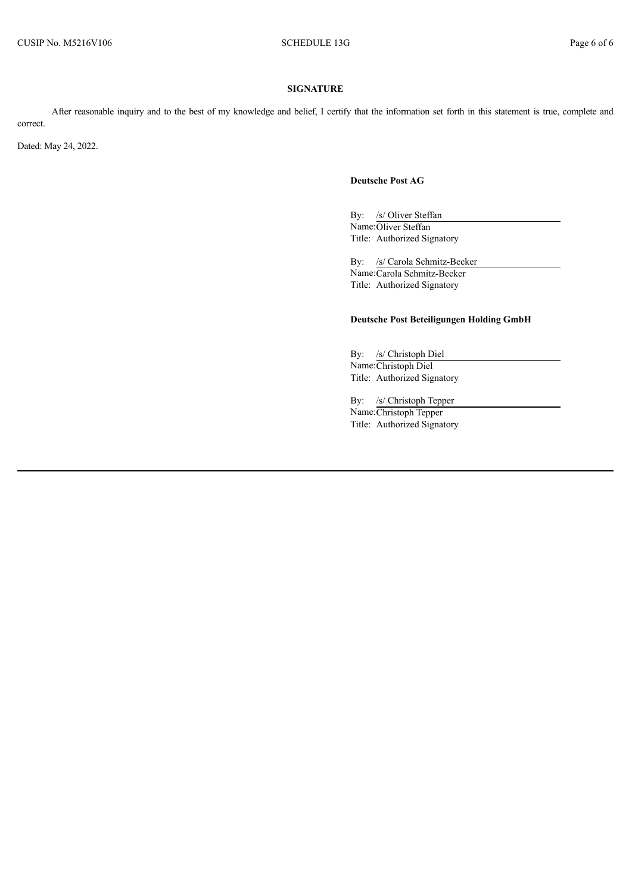## SIGNATURE

After reasonable inquiry and to the best of my knowledge and belief, I certify that the information set forth in this statement is true, complete and correct.

Dated: May 24, 2022.

**Deutsche Post AG**

By: /s/ Oliver Steffan
Name: Oliver Steffan
Title: Authorized Signatory

By: /s/ Carola Schmitz-Becker
Name: Carola Schmitz-Becker
Title: Authorized Signatory

**Deutsche Post Beteiligungen Holding GmbH**

By: /s/ Christoph Diel
Name: Christoph Diel
Title: Authorized Signatory

By: /s/ Christoph Tepper
Name: Christoph Tepper
Title: Authorized Signatory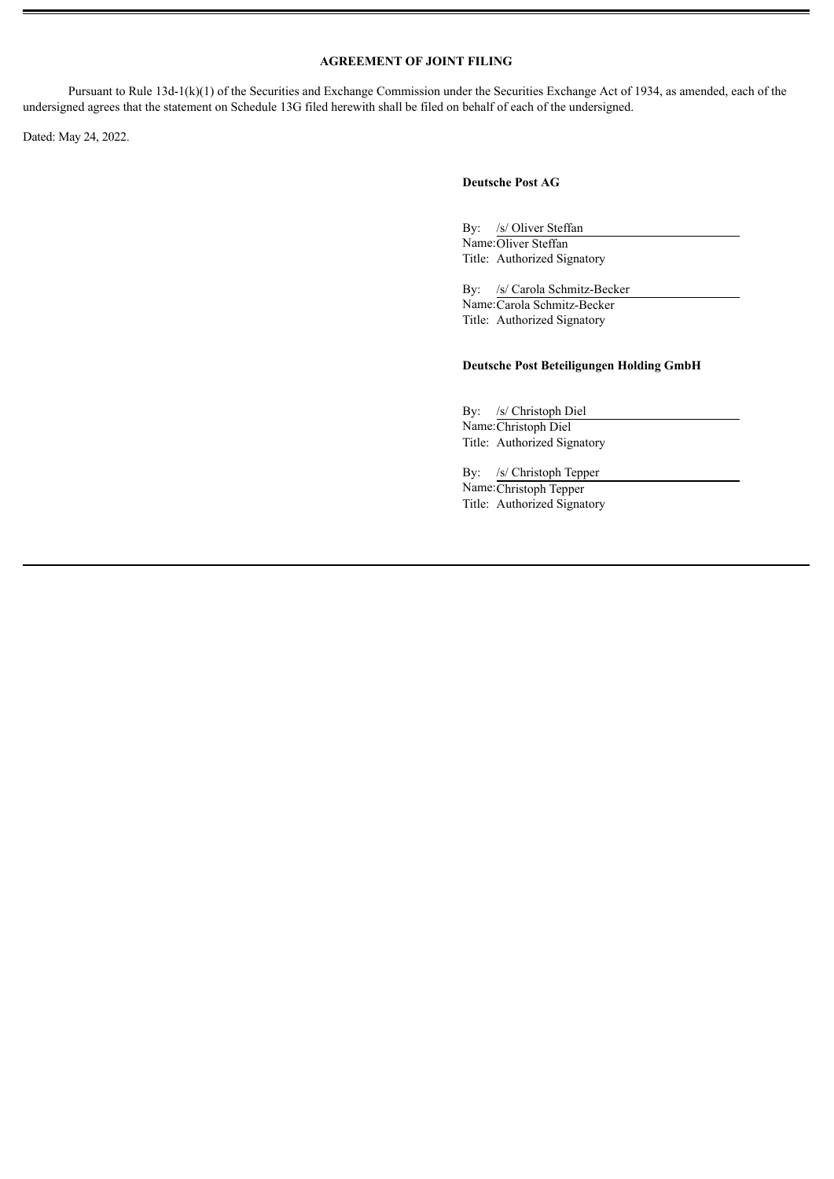**AGREEMENT OF JOINT FILING**

Pursuant to Rule 13d-1(k)(1) of the Securities and Exchange Commission under the Securities Exchange Act of 1934, as amended, each of the undersigned agrees that the statement on Schedule 13G filed herewith shall be filed on behalf of each of the undersigned.

Dated: May 24, 2022.

**Deutsche Post AG**

By: /s/ Oliver Steffan
Name: Oliver Steffan
Title: Authorized Signatory

By: /s/ Carola Schmitz-Becker
Name: Carola Schmitz-Becker
Title: Authorized Signatory

**Deutsche Post Beteiligungen Holding GmbH**

By: /s/ Christoph Diel
Name: Christoph Diel
Title: Authorized Signatory

By: /s/ Christoph Tepper
Name: Christoph Tepper
Title: Authorized Signatory